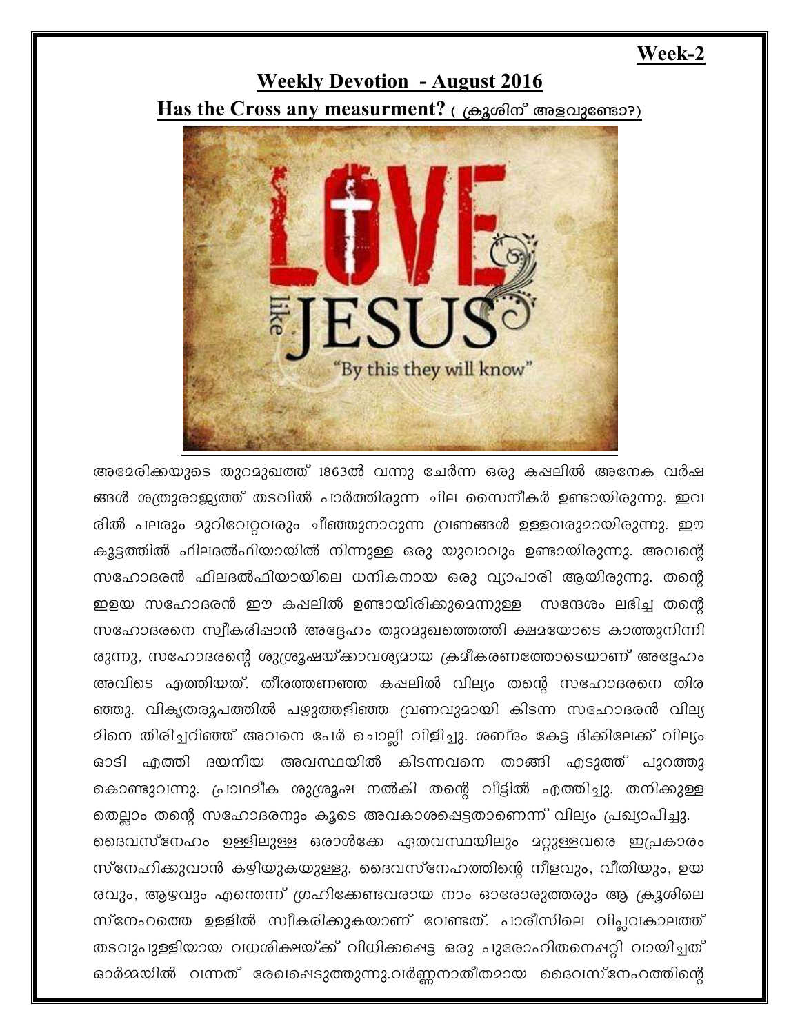**Week-2**

## Weekly Devotion - August 2016

### Has the Cross any measurment? ( ക്രൂശിന് അളവുണ്ടോ?)

അമേരിക്കയുടെ തുറമുഖത്ത് 1863ൽ വന്നു ചേർന്ന ഒരു കപ്പലിൽ അനേക വർഷങ്ങൾ ശത്രുരാജ്യത്ത് തടവിൽ പാർത്തിരുന്ന ചില സൈനീകർ ഉണ്ടായിരുന്നു. ഇവരിൽ പലരും മുറിവേറ്റവരും ചീഞ്ഞുനാറുന്ന വ്രണങ്ങൾ ഉള്ളവരുമായിരുന്നു. ഈ കൂട്ടത്തിൽ ഫിലദൽഫിയായിൽ നിന്നുള്ള ഒരു യുവാവും ഉണ്ടായിരുന്നു. അവന്റെ സഹോദരൻ ഫിലദൽഫിയായിലെ ധനികനായ ഒരു വ്യാപാരി ആയിരുന്നു. തന്റെ ഇളയ സഹോദരൻ ഈ കപ്പലിൽ ഉണ്ടായിരിക്കുമെന്നുള്ള സന്ദേശം ലഭിച്ച തന്റെ സഹോദരനെ സ്വീകരിപ്പാൻ അദ്ദേഹം തുറമുഖത്തെത്തി ക്ഷമയോടെ കാത്തുനിന്നിരുന്നു, സഹോദരന്റെ ശുശ്രൂഷയ്ക്കാവശ്യമായ ക്രമീകരണത്തോടെയാണ് അദ്ദേഹം അവിടെ എത്തിയത്. തീരത്തണഞ്ഞ കപ്പലിൽ വില്യം തന്റെ സഹോദരനെ തിരഞ്ഞു. വികൃതരൂപത്തിൽ പഴുത്തളിഞ്ഞ വ്രണവുമായി കിടന്ന സഹോദരൻ വില്യമിനെ തിരിച്ചറിഞ്ഞ് അവനെ പേർ ചൊല്ലി വിളിച്ചു. ശബ്ദം കേട്ട ദിക്കിലേക്ക് വില്യം ഓടി എത്തി ദയനീയ അവസ്ഥയിൽ കിടന്നവനെ താങ്ങി എടുത്ത് പുറത്തു കൊണ്ടുവന്നു. പ്രാഥമീക ശുശ്രൂഷ നൽകി തന്റെ വീട്ടിൽ എത്തിച്ചു. തനിക്കുള്ളതെല്ലാം തന്റെ സഹോദരനും കൂടെ അവകാശപ്പെട്ടതാണെന്ന് വില്യം പ്രഖ്യാപിച്ചു.

ദൈവസ്നേഹം ഉള്ളിലുള്ള ഒരാൾക്കേ ഏതവസ്ഥയിലും മറ്റുള്ളവരെ ഇപ്രകാരം സ്നേഹിക്കുവാൻ കഴിയുകയുള്ളു. ദൈവസ്നേഹത്തിന്റെ നീളവും, വീതിയും, ഉയരവും, ആഴവും എന്തെന്ന് ഗ്രഹിക്കേണ്ടവരായ നാം ഓരോരുത്തരും ആ ക്രൂശിലെ സ്നേഹത്തെ ഉള്ളിൽ സ്വീകരിക്കുകയാണ് വേണ്ടത്. പാരീസിലെ വിപ്ലവകാലത്ത് തടവുപുള്ളിയായ വധശിക്ഷയ്ക്ക് വിധിക്കപ്പെട്ട ഒരു പുരോഹിതനെപ്പറ്റി വായിച്ചത് ഓർമ്മയിൽ വന്നത് രേഖപ്പെടുത്തുന്നു.വർണ്ണനാതീതമായ ദൈവസ്നേഹത്തിന്റെ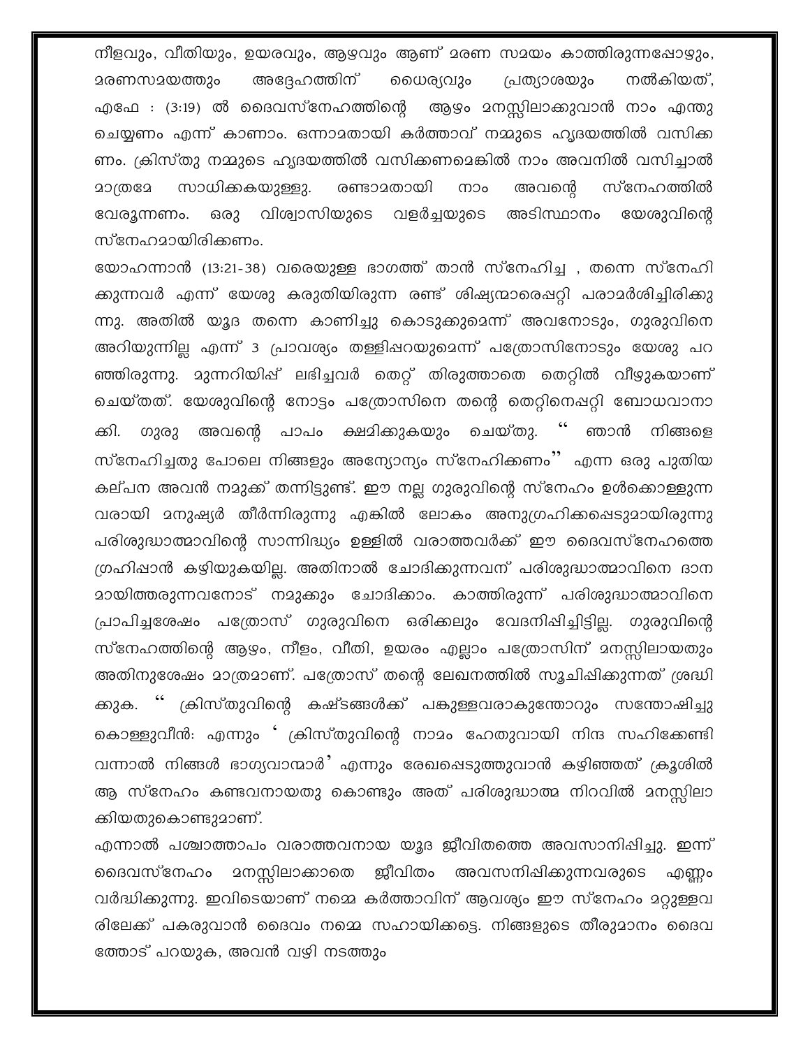നീളവും, വീതിയും, ഉയരവും, ആഴവും ആണ് മരണ സമയം കാത്തിരുന്നപ്പോഴും, മരണസമയത്തും അദ്ദേഹത്തിന് ധൈര്യവും പ്രത്യാശയും നൽകിയത്, എഫേ : (3:19) ൽ ദൈവസ്നേഹത്തിന്റെ ആഴം മനസ്സിലാക്കുവാൻ നാം എന്തു ചെയ്യണം എന്ന് കാണാം. ഒന്നാമതായി കർത്താവ് നമ്മുടെ ഹൃദയത്തിൽ വസിക്കണം. ക്രിസ്തു നമ്മുടെ ഹൃദയത്തിൽ വസിക്കണമെങ്കിൽ നാം അവനിൽ വസിച്ചാൽ മാത്രമേ സാധിക്കുകയുള്ളു. രണ്ടാമതായി നാം അവന്റെ സ്നേഹത്തിൽ വേരൂന്നണം. ഒരു വിശ്വാസിയുടെ വളർച്ചയുടെ അടിസ്ഥാനം യേശുവിന്റെ സ്നേഹമായിരിക്കണം.

യോഹന്നാൻ (13:21-38) വരെയുള്ള ഭാഗത്ത് താൻ സ്നേഹിച്ച , തന്നെ സ്നേഹിക്കുന്നവർ എന്ന് യേശു കരുതിയിരുന്ന രണ്ട് ശിഷ്യന്മാരെപ്പറ്റി പരാമർശിച്ചിരിക്കുന്നു. അതിൽ യൂദ തന്നെ കാണിച്ചു കൊടുക്കുമെന്ന് അവനോടും, ഗുരുവിനെ അറിയുന്നില്ല എന്ന് 3 പ്രാവശ്യം തള്ളിപ്പറയുമെന്ന് പത്രോസിനോടും യേശു പറഞ്ഞിരുന്നു. മുന്നറിയിപ്പ് ലഭിച്ചവർ തെറ്റ് തിരുത്താതെ തെറ്റിൽ വീഴുകയാണ് ചെയ്തത്. യേശുവിന്റെ നോട്ടം പത്രോസിനെ തന്റെ തെറ്റിനെപ്പറ്റി ബോധവാനാക്കി. ഗുരു അവന്റെ പാപം ക്ഷമിക്കുകയും ചെയ്തു. " ഞാൻ നിങ്ങളെ സ്നേഹിച്ചതു പോലെ നിങ്ങളും അന്യോന്യം സ്നേഹിക്കണം" എന്ന ഒരു പുതിയ കല്പന അവൻ നമുക്ക് തന്നിട്ടുണ്ട്. ഈ നല്ല ഗുരുവിന്റെ സ്നേഹം ഉൾക്കൊള്ളുന്നവരായി മനുഷ്യർ തീർന്നിരുന്നു എങ്കിൽ ലോകം അനുഗ്രഹിക്കപ്പെടുമായിരുന്നു പരിശുദ്ധാത്മാവിന്റെ സാന്നിദ്ധ്യം ഉള്ളിൽ വരാത്തവർക്ക് ഈ ദൈവസ്നേഹത്തെ ഗ്രഹിപ്പാൻ കഴിയുകയില്ല. അതിനാൽ ചോദിക്കുന്നവന് പരിശുദ്ധാത്മാവിനെ ദാനമായിത്തരുന്നവനോട് നമുക്കും ചോദിക്കാം. കാത്തിരുന്ന് പരിശുദ്ധാത്മാവിനെ പ്രാപിച്ചശേഷം പത്രോസ് ഗുരുവിനെ ഒരിക്കലും വേദനിപ്പിച്ചിട്ടില്ല. ഗുരുവിന്റെ സ്നേഹത്തിന്റെ ആഴം, നീളം, വീതി, ഉയരം എല്ലാം പത്രോസിന് മനസ്സിലായതും അതിനുശേഷം മാത്രമാണ്. പത്രോസ് തന്റെ ലേഖനത്തിൽ സൂചിപ്പിക്കുന്നത് ശ്രദ്ധിക്കുക. " ക്രിസ്തുവിന്റെ കഷ്ടങ്ങൾക്ക് പങ്കുള്ളവരാകുന്തോറും സന്തോഷിച്ചു കൊള്ളുവീൻ: എന്നും ' ക്രിസ്തുവിന്റെ നാമം ഹേതുവായി നിന്ദ സഹിക്കേണ്ടി വന്നാൽ നിങ്ങൾ ഭാഗ്യവാന്മാർ' എന്നും രേഖപ്പെടുത്തുവാൻ കഴിഞ്ഞത് ക്രൂശിൽ ആ സ്നേഹം കണ്ടവനായതു കൊണ്ടും അത് പരിശുദ്ധാത്മ നിറവിൽ മനസ്സിലാക്കിയതുകൊണ്ടുമാണ്.

എന്നാൽ പശ്ചാത്താപം വരാത്തവനായ യൂദ ജീവിതത്തെ അവസാനിപ്പിച്ചു. ഇന്ന് ദൈവസ്നേഹം മനസ്സിലാക്കാതെ ജീവിതം അവസനിപ്പിക്കുന്നവരുടെ എണ്ണം വർദ്ധിക്കുന്നു. ഇവിടെയാണ് നമ്മെ കർത്താവിന് ആവശ്യം ഈ സ്നേഹം മറ്റുള്ളവരിലേക്ക് പകരുവാൻ ദൈവം നമ്മെ സഹായിക്കട്ടെ. നിങ്ങളുടെ തീരുമാനം ദൈവത്തോട് പറയുക, അവൻ വഴി നടത്തും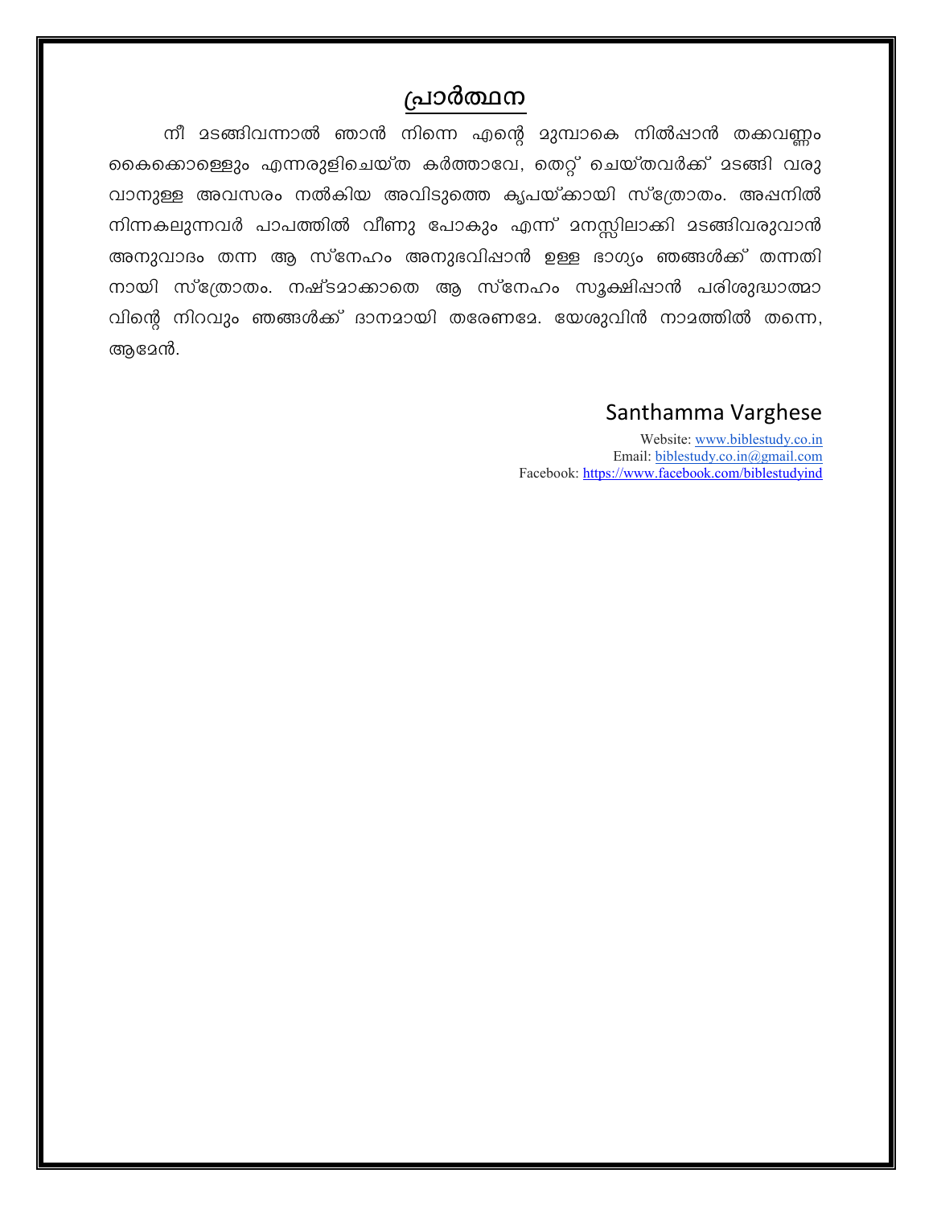## പ്രാർത്ഥന

നീ മടങ്ങിവന്നാൽ ഞാൻ നിന്നെ എന്റെ മുമ്പാകെ നിൽപ്പാൻ തക്കവണ്ണം കൈക്കൊള്ളും എന്നരുളിചെയ്ത കർത്താവേ, തെറ്റ് ചെയ്തവർക്ക് മടങ്ങി വരുവാനുള്ള അവസരം നൽകിയ അവിടുത്തെ കൃപയ്ക്കായി സ്ത്രോതം. അപ്പനിൽ നിന്നകലുന്നവർ പാപത്തിൽ വീണു പോകും എന്ന് മനസ്സിലാക്കി മടങ്ങിവരുവാൻ അനുവാദം തന്ന ആ സ്നേഹം അനുഭവിപ്പാൻ ഉള്ള ഭാഗ്യം ഞങ്ങൾക്ക് തന്നതിനായി സ്ത്രോതം. നഷ്ടമാക്കാതെ ആ സ്നേഹം സൂക്ഷിപ്പാൻ പരിശുദ്ധാത്മാവിന്റെ നിറവും ഞങ്ങൾക്ക് ദാനമായി തരേണമേ. യേശുവിൻ നാമത്തിൽ തന്നെ, ആമേൻ.

Santhamma Varghese

Website: www.biblestudy.co.in
Email: biblestudy.co.in@gmail.com
Facebook: https://www.facebook.com/biblestudyind